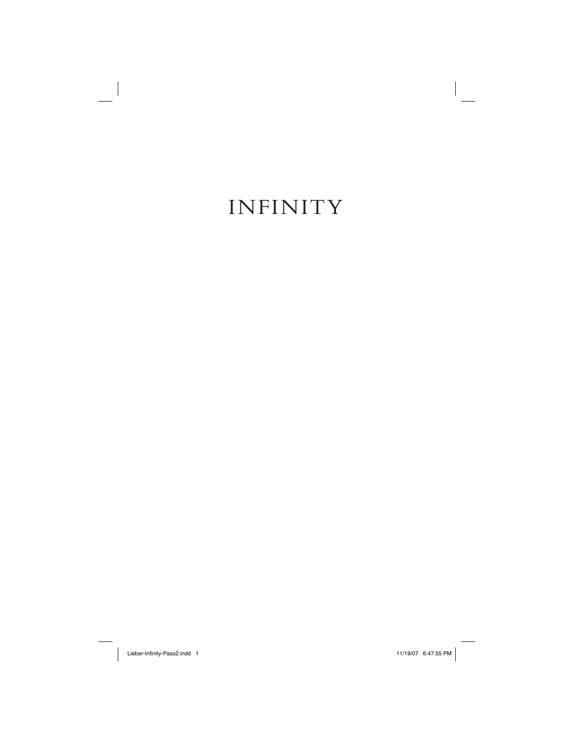# INFINITY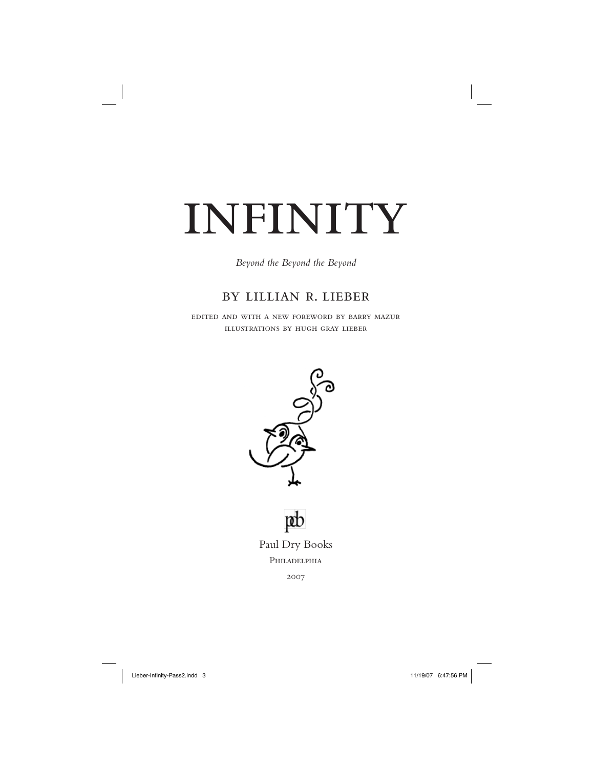# INFINITY

*Beyond the Beyond the Beyond*

## BY LILLIAN R. LIEBER

EDITED AND WITH A NEW FOREWORD BY BARRY MAZUR

ILLUSTRATIONS BY HUGH GRAY LIEBER

pdb

Paul Dry Books

Philadelphia

2007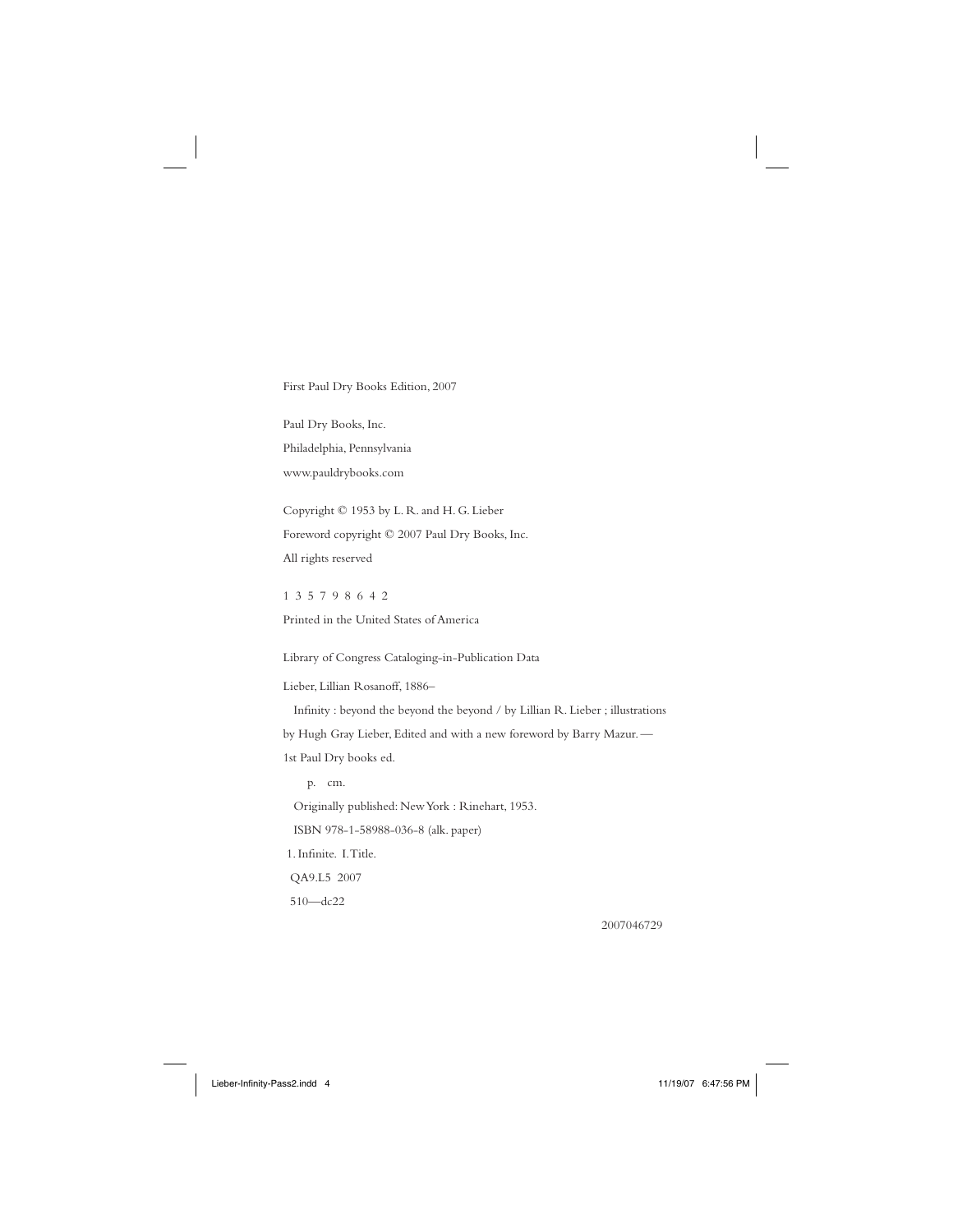First Paul Dry Books Edition, 2007

Paul Dry Books, Inc.

Philadelphia, Pennsylvania

www.pauldrybooks.com

Copyright © 1953 by L. R. and H. G. Lieber

Foreword copyright © 2007 Paul Dry Books, Inc.

All rights reserved

1 3 5 7 9 8 6 4 2

Printed in the United States of America

Library of Congress Cataloging-in-Publication Data

Lieber, Lillian Rosanoff, 1886–

Infinity : beyond the beyond the beyond / by Lillian R. Lieber ; illustrations by Hugh Gray Lieber, Edited and with a new foreword by Barry Mazur. — 1st Paul Dry books ed.

p. cm.

Originally published: New York : Rinehart, 1953.

ISBN 978-1-58988-036-8 (alk. paper)

1. Infinite. I. Title.

QA9.L5 2007

510—dc22

2007046729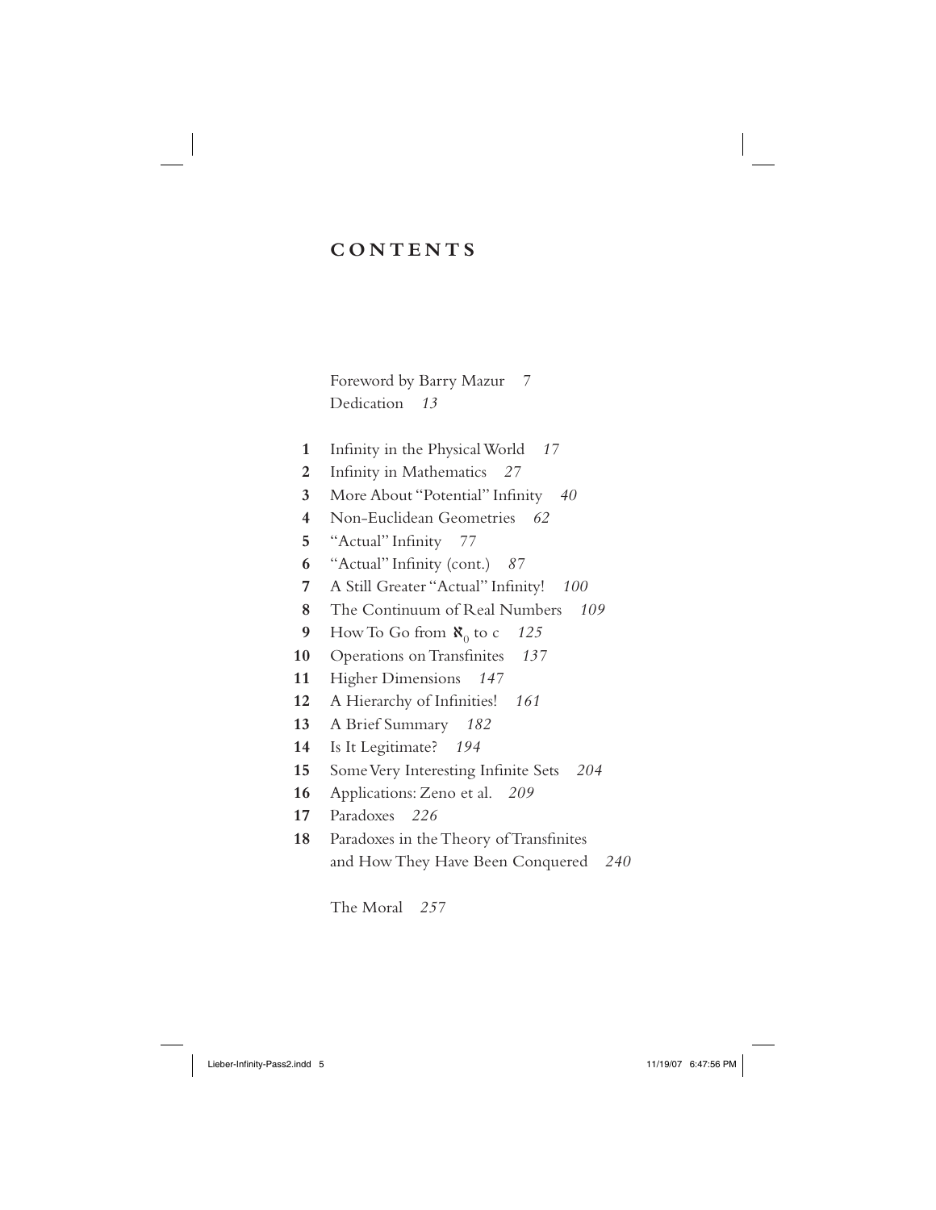# CONTENTS

Foreword by Barry Mazur *7*
Dedication *13*

**1** Infinity in the Physical World *17*
**2** Infinity in Mathematics *27*
**3** More About "Potential" Infinity *40*
**4** Non-Euclidean Geometries *62*
**5** "Actual" Infinity *77*
**6** "Actual" Infinity (cont.) *87*
**7** A Still Greater "Actual" Infinity! *100*
**8** The Continuum of Real Numbers *109*
**9** How To Go from $\aleph_0$ to c *125*
**10** Operations on Transfinites *137*
**11** Higher Dimensions *147*
**12** A Hierarchy of Infinities! *161*
**13** A Brief Summary *182*
**14** Is It Legitimate? *194*
**15** Some Very Interesting Infinite Sets *204*
**16** Applications: Zeno et al. *209*
**17** Paradoxes *226*
**18** Paradoxes in the Theory of Transfinites and How They Have Been Conquered *240*

The Moral *257*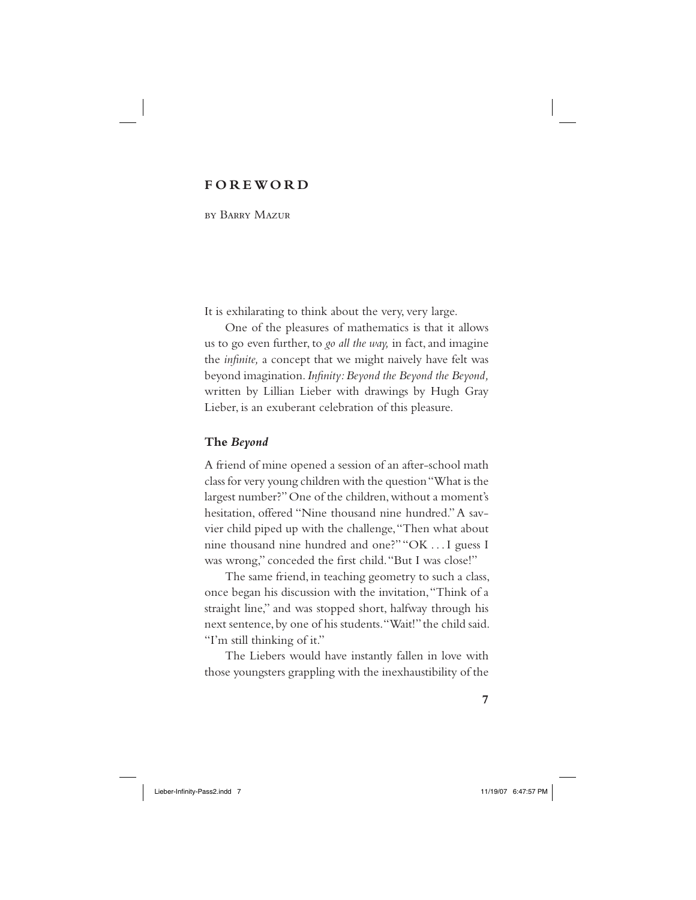# FOREWORD

by Barry Mazur

It is exhilarating to think about the very, very large.

One of the pleasures of mathematics is that it allows us to go even further, to *go all the way,* in fact, and imagine the *infinite,* a concept that we might naively have felt was beyond imagination. *Infinity: Beyond the Beyond the Beyond,* written by Lillian Lieber with drawings by Hugh Gray Lieber, is an exuberant celebration of this pleasure.

## The *Beyond*

A friend of mine opened a session of an after-school math class for very young children with the question "What is the largest number?" One of the children, without a moment's hesitation, offered "Nine thousand nine hundred." A savvier child piped up with the challenge, "Then what about nine thousand nine hundred and one?" "OK . . . I guess I was wrong," conceded the first child. "But I was close!"

The same friend, in teaching geometry to such a class, once began his discussion with the invitation, "Think of a straight line," and was stopped short, halfway through his next sentence, by one of his students. "Wait!" the child said. "I'm still thinking of it."

The Liebers would have instantly fallen in love with those youngsters grappling with the inexhaustibility of the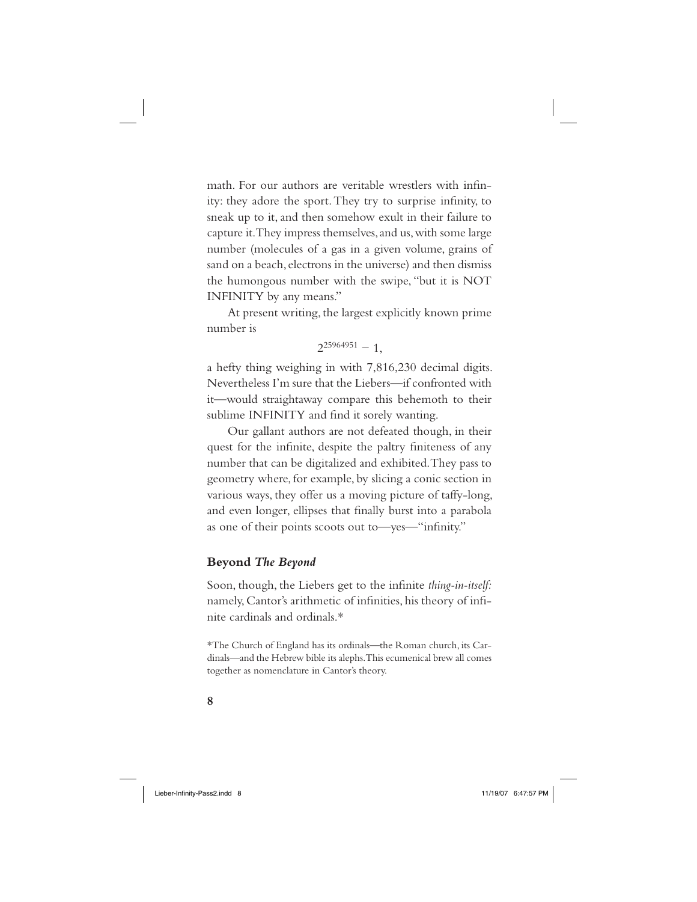math. For our authors are veritable wrestlers with infinity: they adore the sport. They try to surprise infinity, to sneak up to it, and then somehow exult in their failure to capture it. They impress themselves, and us, with some large number (molecules of a gas in a given volume, grains of sand on a beach, electrons in the universe) and then dismiss the humongous number with the swipe, "but it is NOT INFINITY by any means."

At present writing, the largest explicitly known prime number is

$$2^{25964951} - 1,$$

a hefty thing weighing in with 7,816,230 decimal digits. Nevertheless I'm sure that the Liebers—if confronted with it—would straightaway compare this behemoth to their sublime INFINITY and find it sorely wanting.

Our gallant authors are not defeated though, in their quest for the infinite, despite the paltry finiteness of any number that can be digitalized and exhibited. They pass to geometry where, for example, by slicing a conic section in various ways, they offer us a moving picture of taffy-long, and even longer, ellipses that finally burst into a parabola as one of their points scoots out to—yes—"infinity."

### Beyond *The Beyond*

Soon, though, the Liebers get to the infinite *thing-in-itself:* namely, Cantor's arithmetic of infinities, his theory of infinite cardinals and ordinals.*

*The Church of England has its ordinals—the Roman church, its Cardinals—and the Hebrew bible its alephs. This ecumenical brew all comes together as nomenclature in Cantor's theory.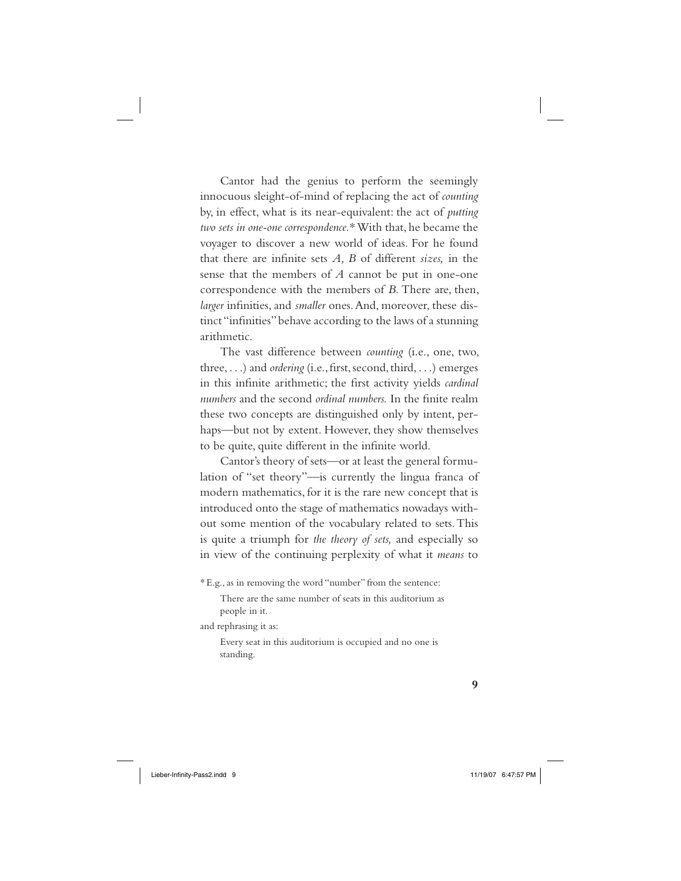Cantor had the genius to perform the seemingly innocuous sleight-of-mind of replacing the act of *counting* by, in effect, what is its near-equivalent: the act of *putting two sets in one-one correspondence.** With that, he became the voyager to discover a new world of ideas. For he found that there are infinite sets $A$, $B$ of different *sizes,* in the sense that the members of $A$ cannot be put in one-one correspondence with the members of $B$. There are, then, *larger* infinities, and *smaller* ones. And, moreover, these distinct "infinities" behave according to the laws of a stunning arithmetic.

The vast difference between *counting* (i.e., one, two, three, . . .) and *ordering* (i.e., first, second, third, . . .) emerges in this infinite arithmetic; the first activity yields *cardinal numbers* and the second *ordinal numbers.* In the finite realm these two concepts are distinguished only by intent, perhaps—but not by extent. However, they show themselves to be quite, quite different in the infinite world.

Cantor's theory of sets—or at least the general formulation of "set theory"—is currently the lingua franca of modern mathematics, for it is the rare new concept that is introduced onto the stage of mathematics nowadays without some mention of the vocabulary related to sets. This is quite a triumph for *the theory of sets,* and especially so in view of the continuing perplexity of what it *means* to

\* E.g., as in removing the word "number" from the sentence:

> There are the same number of seats in this auditorium as people in it.

and rephrasing it as:

> Every seat in this auditorium is occupied and no one is standing.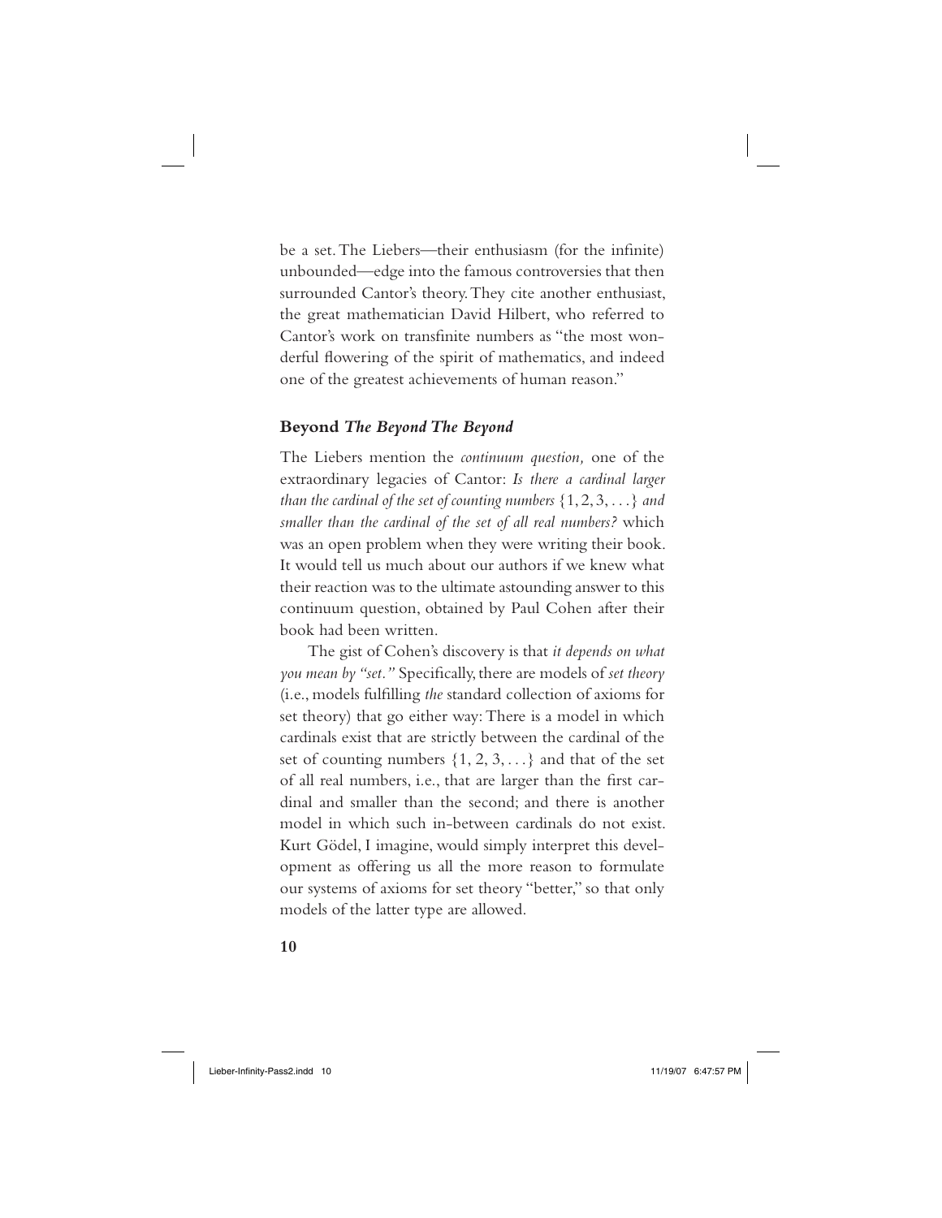be a set. The Liebers—their enthusiasm (for the infinite) unbounded—edge into the famous controversies that then surrounded Cantor's theory. They cite another enthusiast, the great mathematician David Hilbert, who referred to Cantor's work on transfinite numbers as "the most wonderful flowering of the spirit of mathematics, and indeed one of the greatest achievements of human reason."

## Beyond *The Beyond The Beyond*

The Liebers mention the *continuum question,* one of the extraordinary legacies of Cantor: *Is there a cardinal larger than the cardinal of the set of counting numbers* $\{1, 2, 3, \ldots\}$ *and smaller than the cardinal of the set of all real numbers?* which was an open problem when they were writing their book. It would tell us much about our authors if we knew what their reaction was to the ultimate astounding answer to this continuum question, obtained by Paul Cohen after their book had been written.

The gist of Cohen's discovery is that *it depends on what you mean by "set."* Specifically, there are models of *set theory* (i.e., models fulfilling *the* standard collection of axioms for set theory) that go either way: There is a model in which cardinals exist that are strictly between the cardinal of the set of counting numbers $\{1, 2, 3, \ldots\}$ and that of the set of all real numbers, i.e., that are larger than the first cardinal and smaller than the second; and there is another model in which such in-between cardinals do not exist. Kurt Gödel, I imagine, would simply interpret this development as offering us all the more reason to formulate our systems of axioms for set theory "better," so that only models of the latter type are allowed.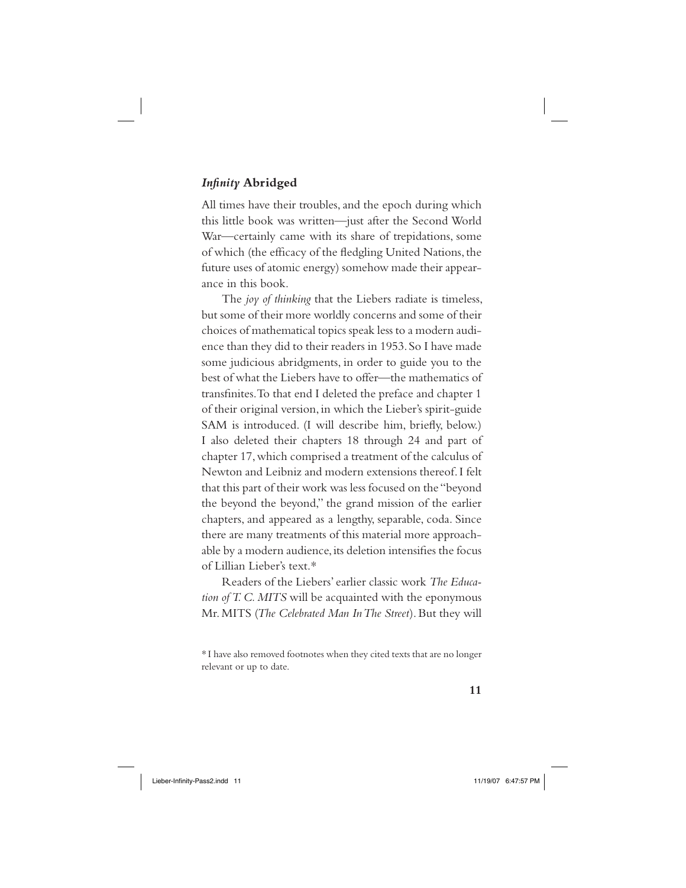### *Infinity* Abridged

All times have their troubles, and the epoch during which this little book was written—just after the Second World War—certainly came with its share of trepidations, some of which (the efficacy of the fledgling United Nations, the future uses of atomic energy) somehow made their appearance in this book.

The *joy of thinking* that the Liebers radiate is timeless, but some of their more worldly concerns and some of their choices of mathematical topics speak less to a modern audience than they did to their readers in 1953. So I have made some judicious abridgments, in order to guide you to the best of what the Liebers have to offer—the mathematics of transfinites. To that end I deleted the preface and chapter 1 of their original version, in which the Lieber's spirit-guide SAM is introduced. (I will describe him, briefly, below.) I also deleted their chapters 18 through 24 and part of chapter 17, which comprised a treatment of the calculus of Newton and Leibniz and modern extensions thereof. I felt that this part of their work was less focused on the "beyond the beyond the beyond," the grand mission of the earlier chapters, and appeared as a lengthy, separable, coda. Since there are many treatments of this material more approachable by a modern audience, its deletion intensifies the focus of Lillian Lieber's text.*

Readers of the Liebers' earlier classic work *The Education of T. C. MITS* will be acquainted with the eponymous Mr. MITS (*The Celebrated Man In The Street*). But they will

*I have also removed footnotes when they cited texts that are no longer relevant or up to date.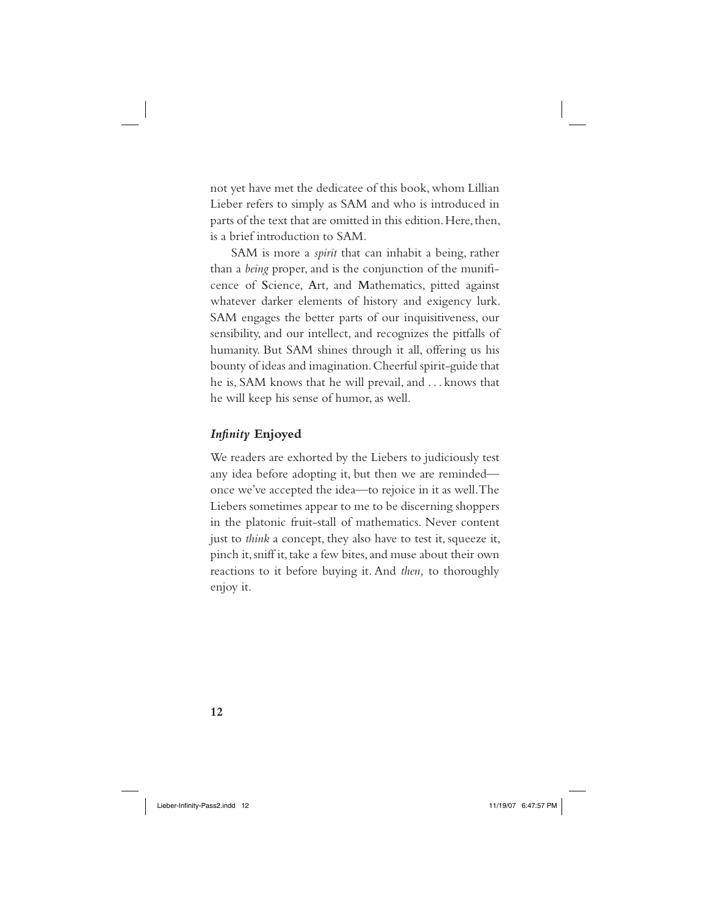not yet have met the dedicatee of this book, whom Lillian Lieber refers to simply as SAM and who is introduced in parts of the text that are omitted in this edition. Here, then, is a brief introduction to SAM.

SAM is more a *spirit* that can inhabit a being, rather than a *being* proper, and is the conjunction of the munificence of **S**cience, **A**rt, and **M**athematics, pitted against whatever darker elements of history and exigency lurk. SAM engages the better parts of our inquisitiveness, our sensibility, and our intellect, and recognizes the pitfalls of humanity. But SAM shines through it all, offering us his bounty of ideas and imagination. Cheerful spirit-guide that he is, SAM knows that he will prevail, and . . . knows that he will keep his sense of humor, as well.

### *Infinity* Enjoyed

We readers are exhorted by the Liebers to judiciously test any idea before adopting it, but then we are reminded—once we've accepted the idea—to rejoice in it as well. The Liebers sometimes appear to me to be discerning shoppers in the platonic fruit-stall of mathematics. Never content just to *think* a concept, they also have to test it, squeeze it, pinch it, sniff it, take a few bites, and muse about their own reactions to it before buying it. And *then,* to thoroughly enjoy it.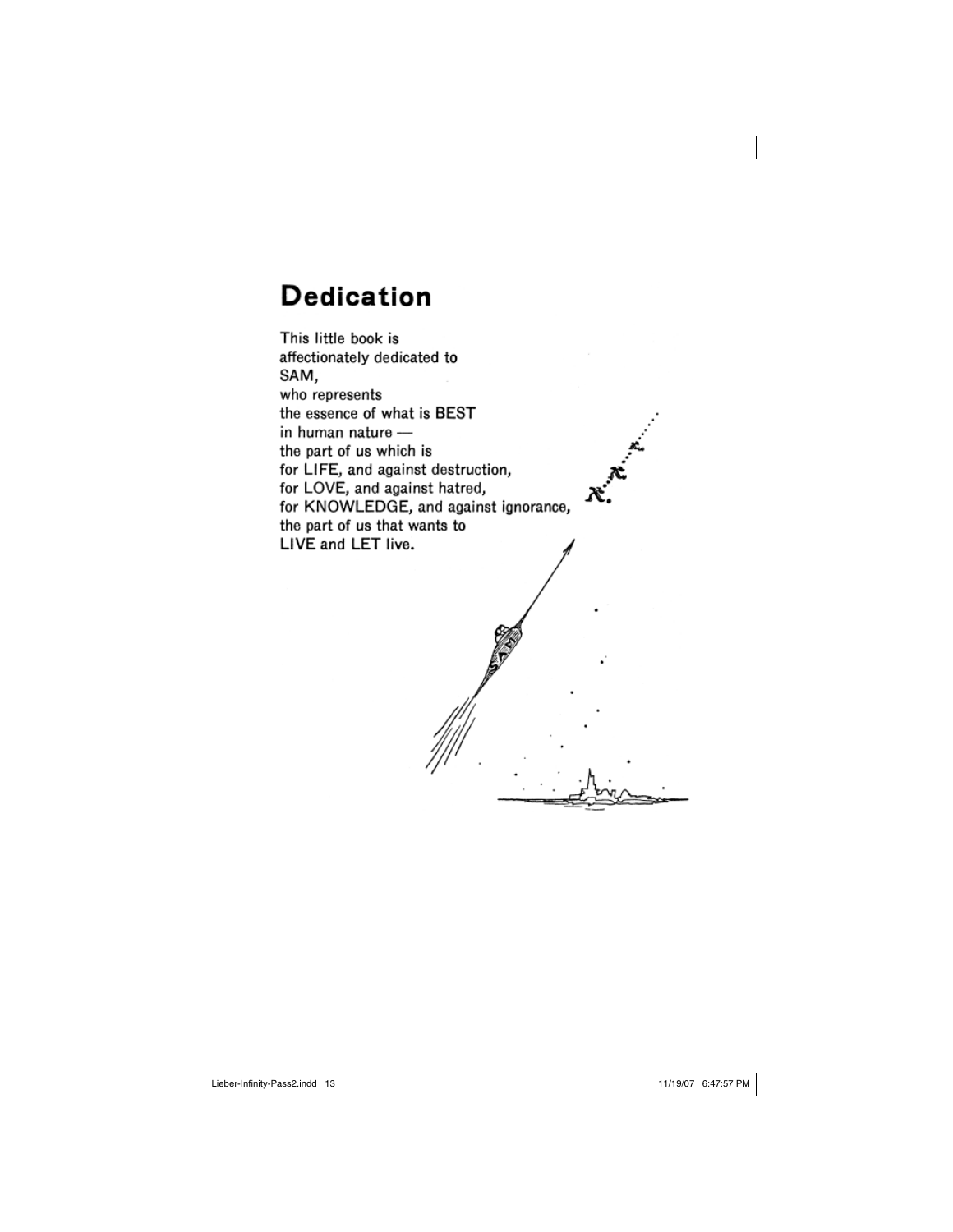# Dedication

This little book is
affectionately dedicated to
SAM,
who represents
the essence of what is BEST
in human nature —
the part of us which is
for LIFE, and against destruction,
for LOVE, and against hatred,
for KNOWLEDGE, and against ignorance,
the part of us that wants to
LIVE and LET live.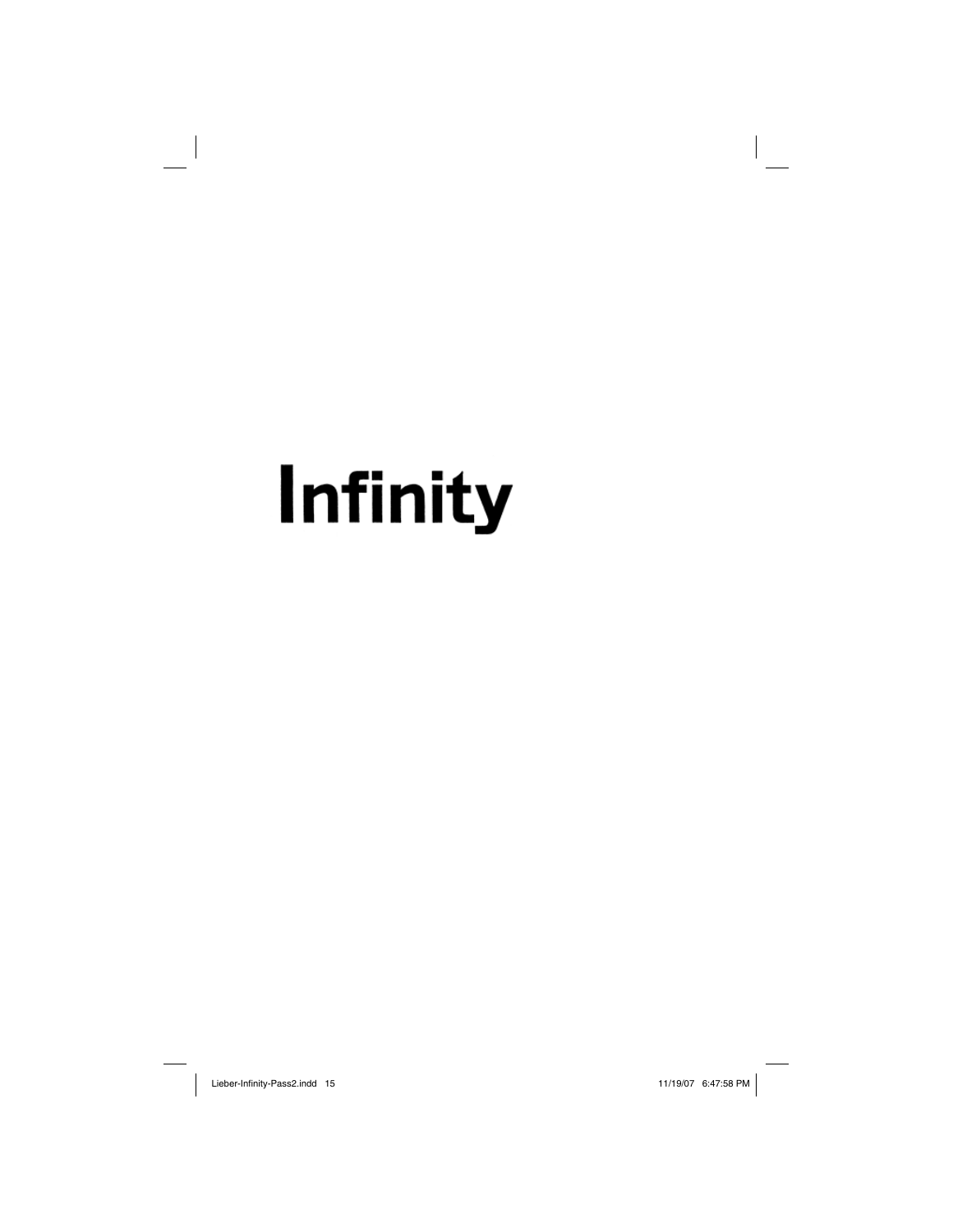# Infinity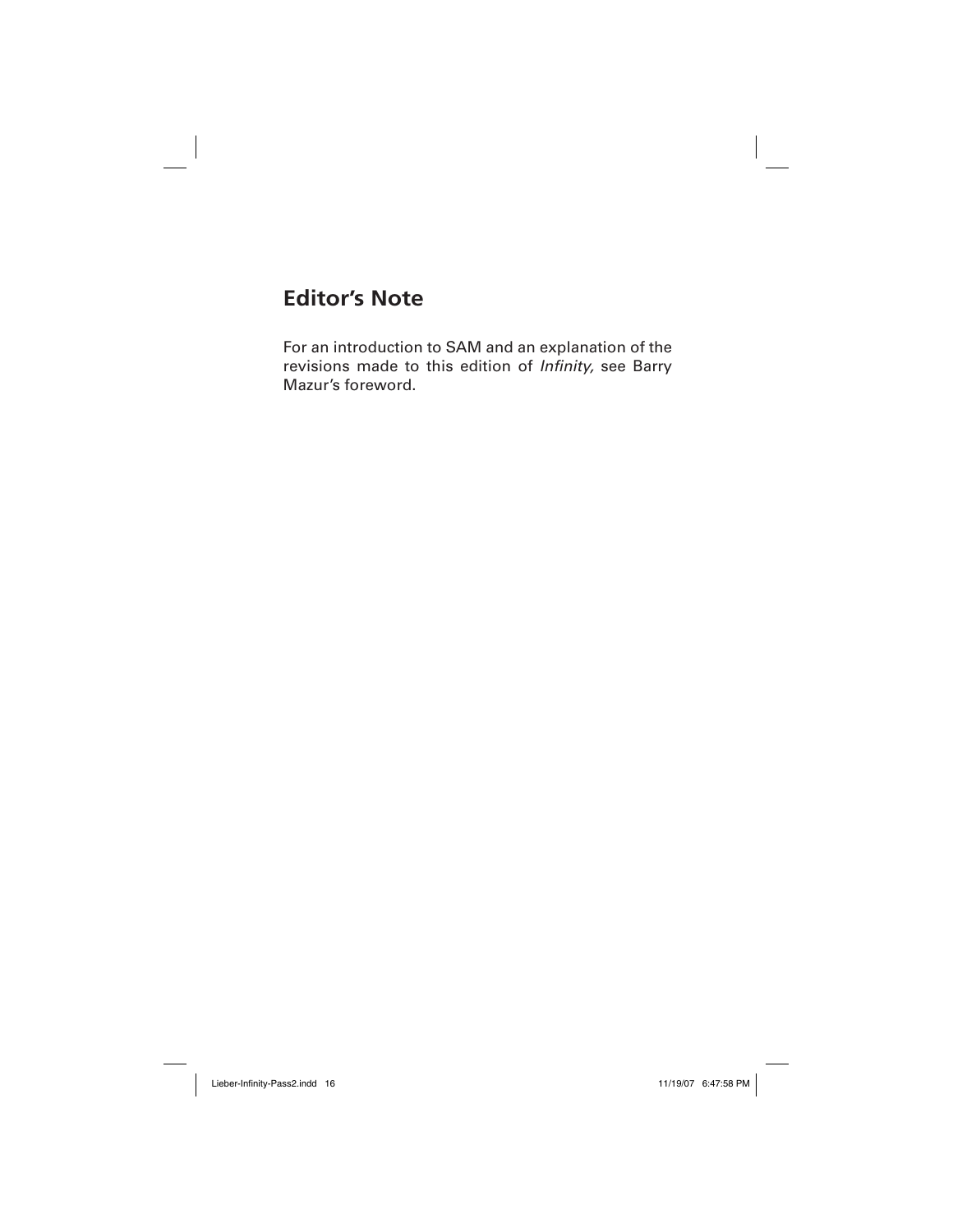## Editor's Note

For an introduction to SAM and an explanation of the revisions made to this edition of *Infinity,* see Barry Mazur's foreword.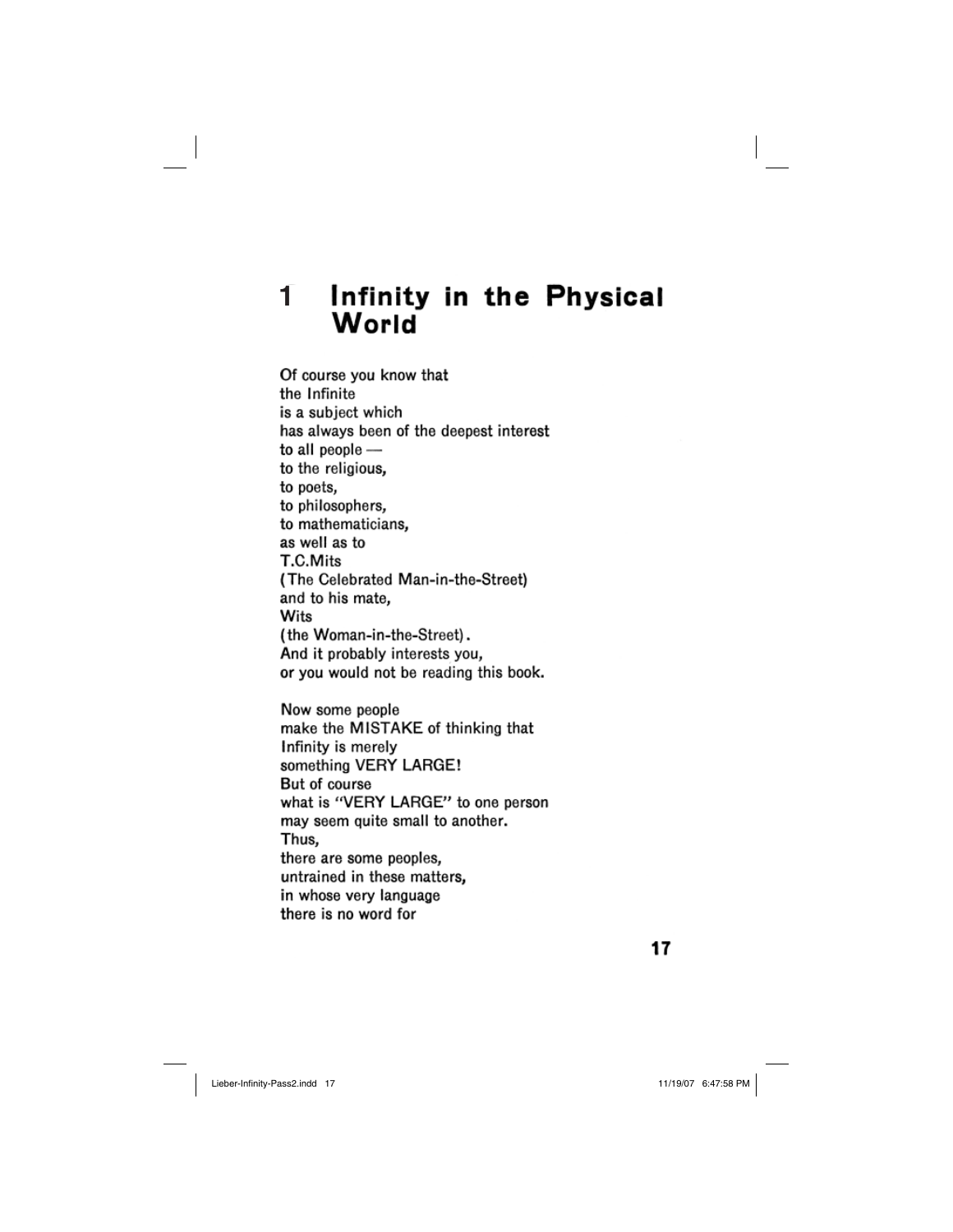# 1 Infinity in the Physical World

Of course you know that
the Infinite
is a subject which
has always been of the deepest interest
to all people —
to the religious,
to poets,
to philosophers,
to mathematicians,
as well as to
T.C.Mits
(The Celebrated Man-in-the-Street)
and to his mate,
Wits
(the Woman-in-the-Street).
And it probably interests you,
or you would not be reading this book.

Now some people
make the MISTAKE of thinking that
Infinity is merely
something VERY LARGE!
But of course
what is "VERY LARGE" to one person
may seem quite small to another.
Thus,
there are some peoples,
untrained in these matters,
in whose very language
there is no word for